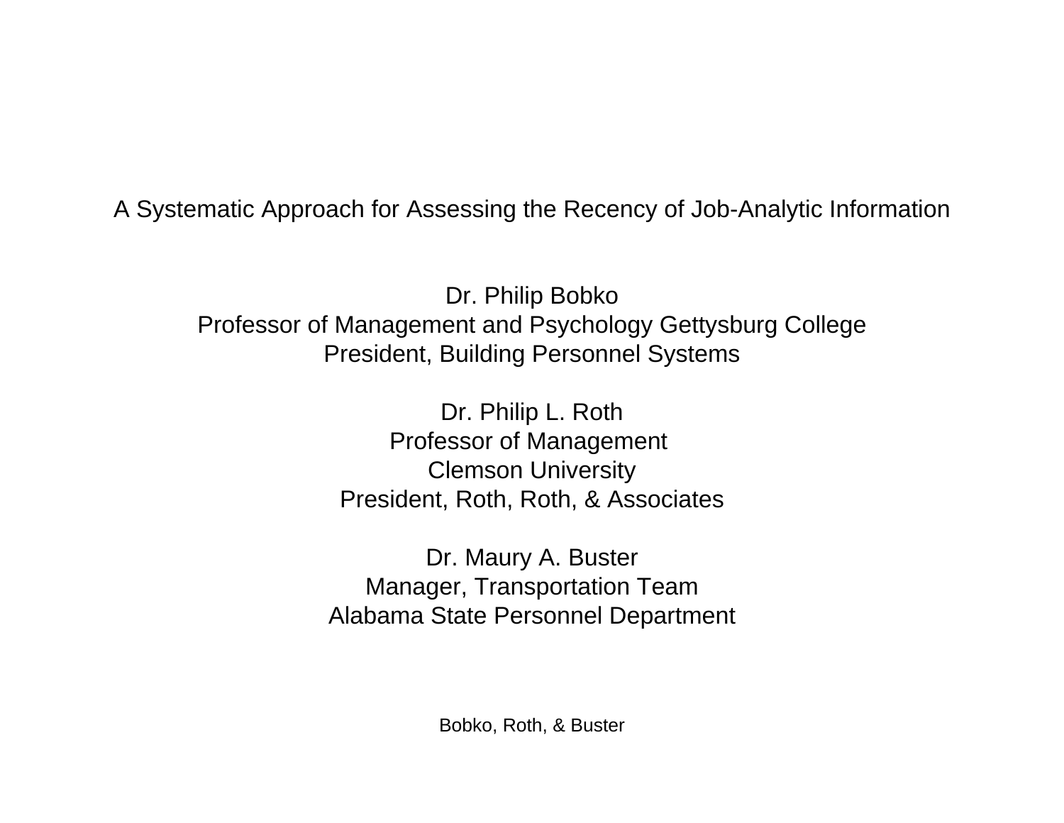# A Systematic Approach for Assessing the Recency of Job-Analytic Information

Dr. Philip Bobko
Professor of Management and Psychology Gettysburg College
President, Building Personnel Systems

Dr. Philip L. Roth
Professor of Management
Clemson University
President, Roth, Roth, & Associates

Dr. Maury A. Buster
Manager, Transportation Team
Alabama State Personnel Department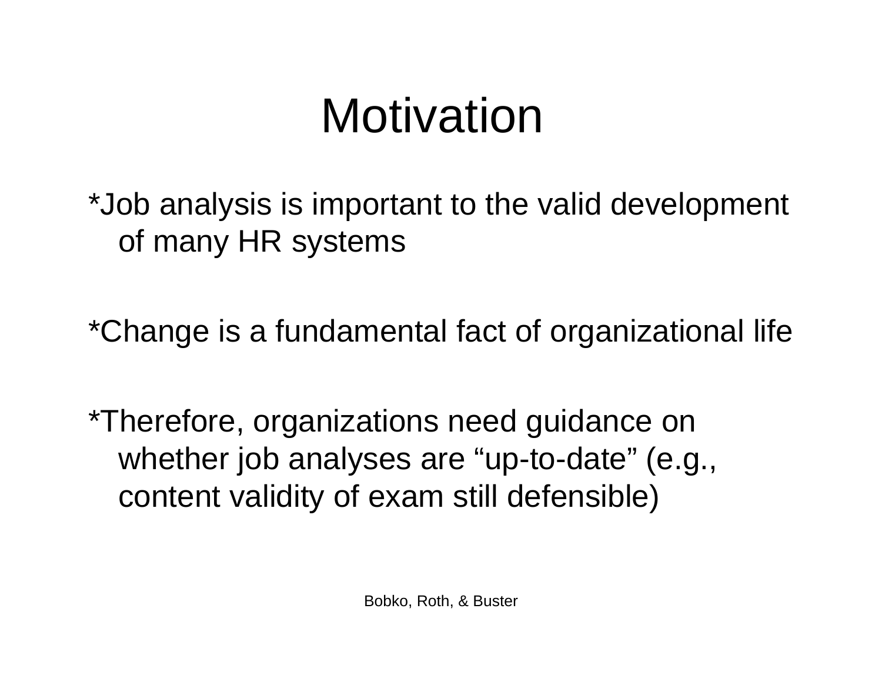# Motivation

*Job analysis is important to the valid development of many HR systems

*Change is a fundamental fact of organizational life

*Therefore, organizations need guidance on whether job analyses are "up-to-date" (e.g., content validity of exam still defensible)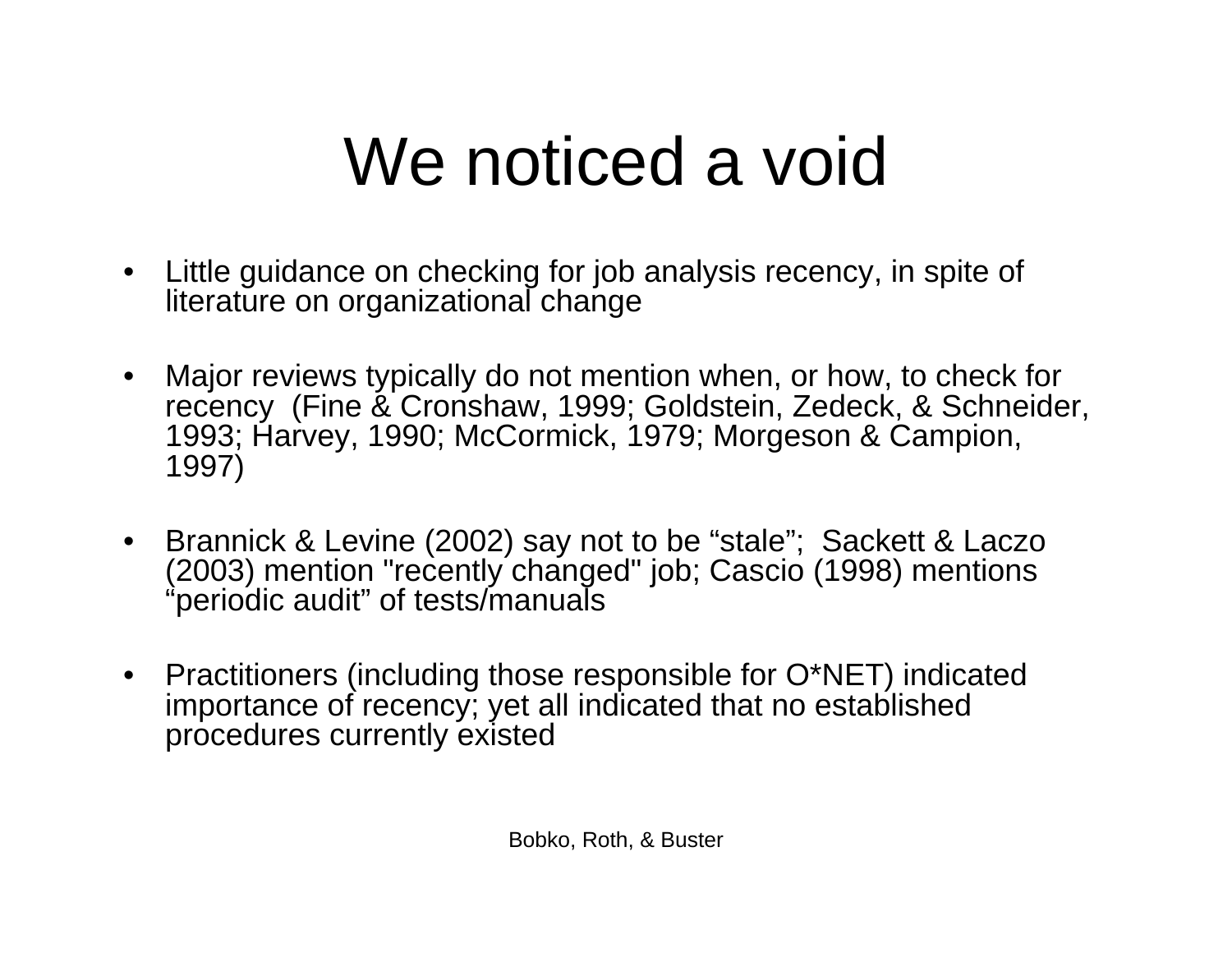# We noticed a void

- Little guidance on checking for job analysis recency, in spite of literature on organizational change

- Major reviews typically do not mention when, or how, to check for recency (Fine & Cronshaw, 1999; Goldstein, Zedeck, & Schneider, 1993; Harvey, 1990; McCormick, 1979; Morgeson & Campion, 1997)

- Brannick & Levine (2002) say not to be “stale”; Sackett & Laczo (2003) mention "recently changed" job; Cascio (1998) mentions “periodic audit” of tests/manuals

- Practitioners (including those responsible for O*NET) indicated importance of recency; yet all indicated that no established procedures currently existed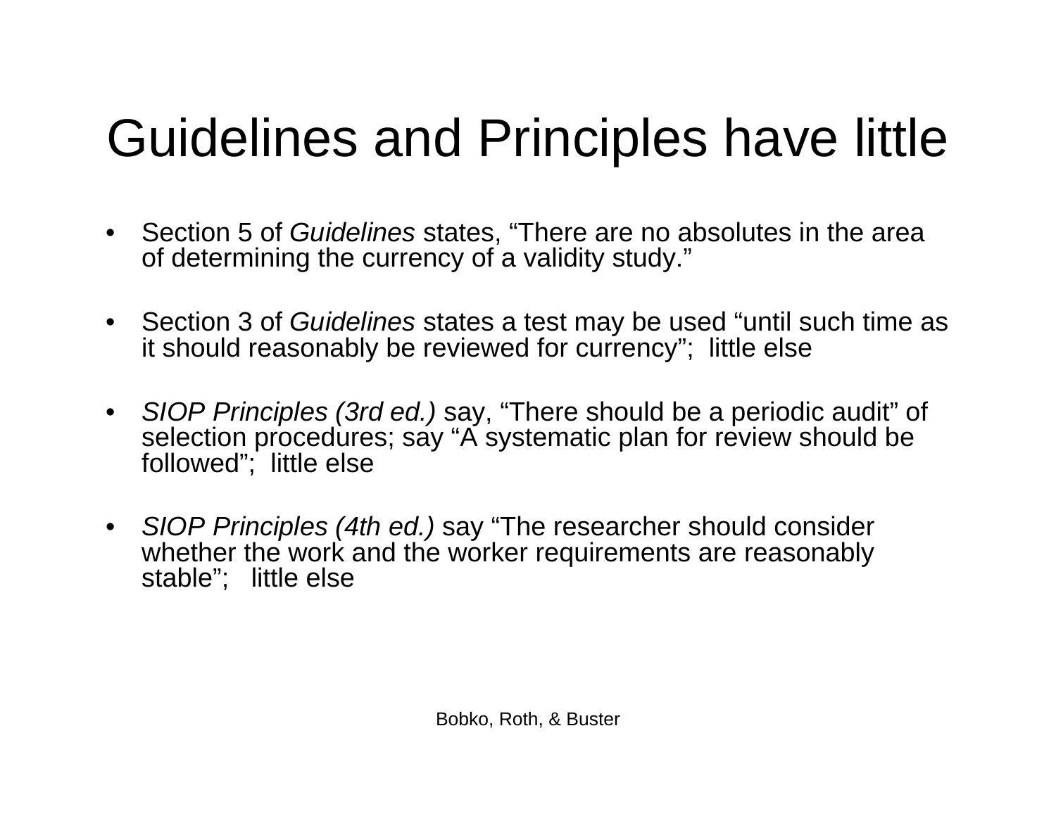# Guidelines and Principles have little

- Section 5 of *Guidelines* states, “There are no absolutes in the area of determining the currency of a validity study.”
- Section 3 of *Guidelines* states a test may be used “until such time as it should reasonably be reviewed for currency”; little else
- *SIOP Principles (3rd ed.)* say, “There should be a periodic audit” of selection procedures; say “A systematic plan for review should be followed”; little else
- *SIOP Principles (4th ed.)* say “The researcher should consider whether the work and the worker requirements are reasonably stable”; little else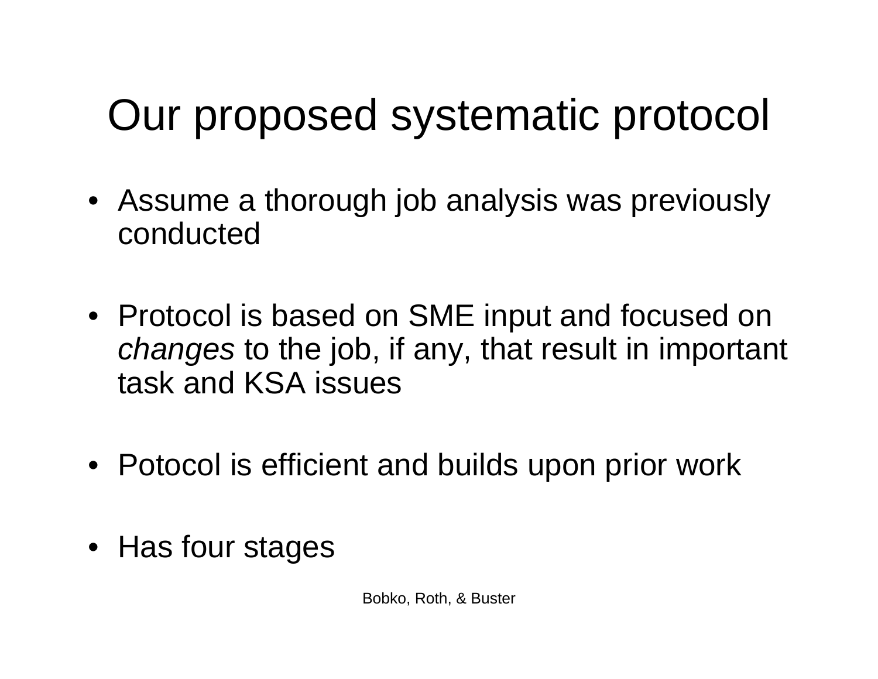# Our proposed systematic protocol

- Assume a thorough job analysis was previously conducted
- Protocol is based on SME input and focused on *changes* to the job, if any, that result in important task and KSA issues
- Potocol is efficient and builds upon prior work
- Has four stages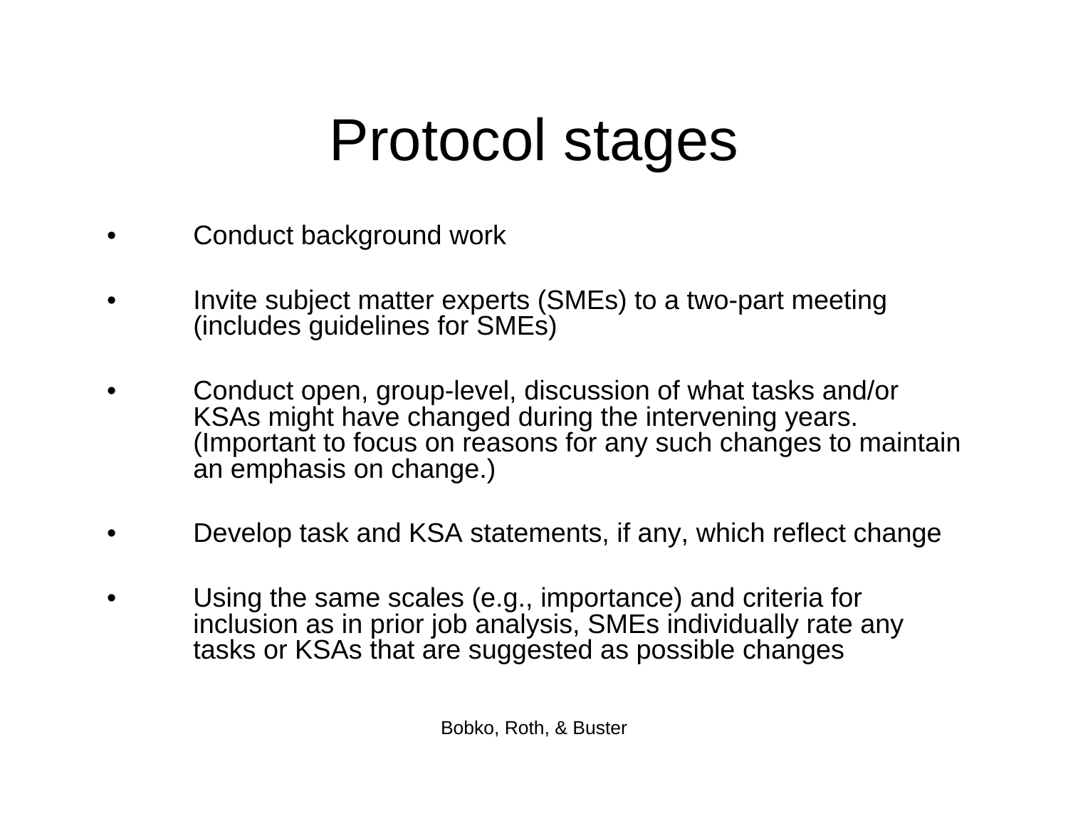# Protocol stages

- Conduct background work
- Invite subject matter experts (SMEs) to a two-part meeting (includes guidelines for SMEs)
- Conduct open, group-level, discussion of what tasks and/or KSAs might have changed during the intervening years. (Important to focus on reasons for any such changes to maintain an emphasis on change.)
- Develop task and KSA statements, if any, which reflect change
- Using the same scales (e.g., importance) and criteria for inclusion as in prior job analysis, SMEs individually rate any tasks or KSAs that are suggested as possible changes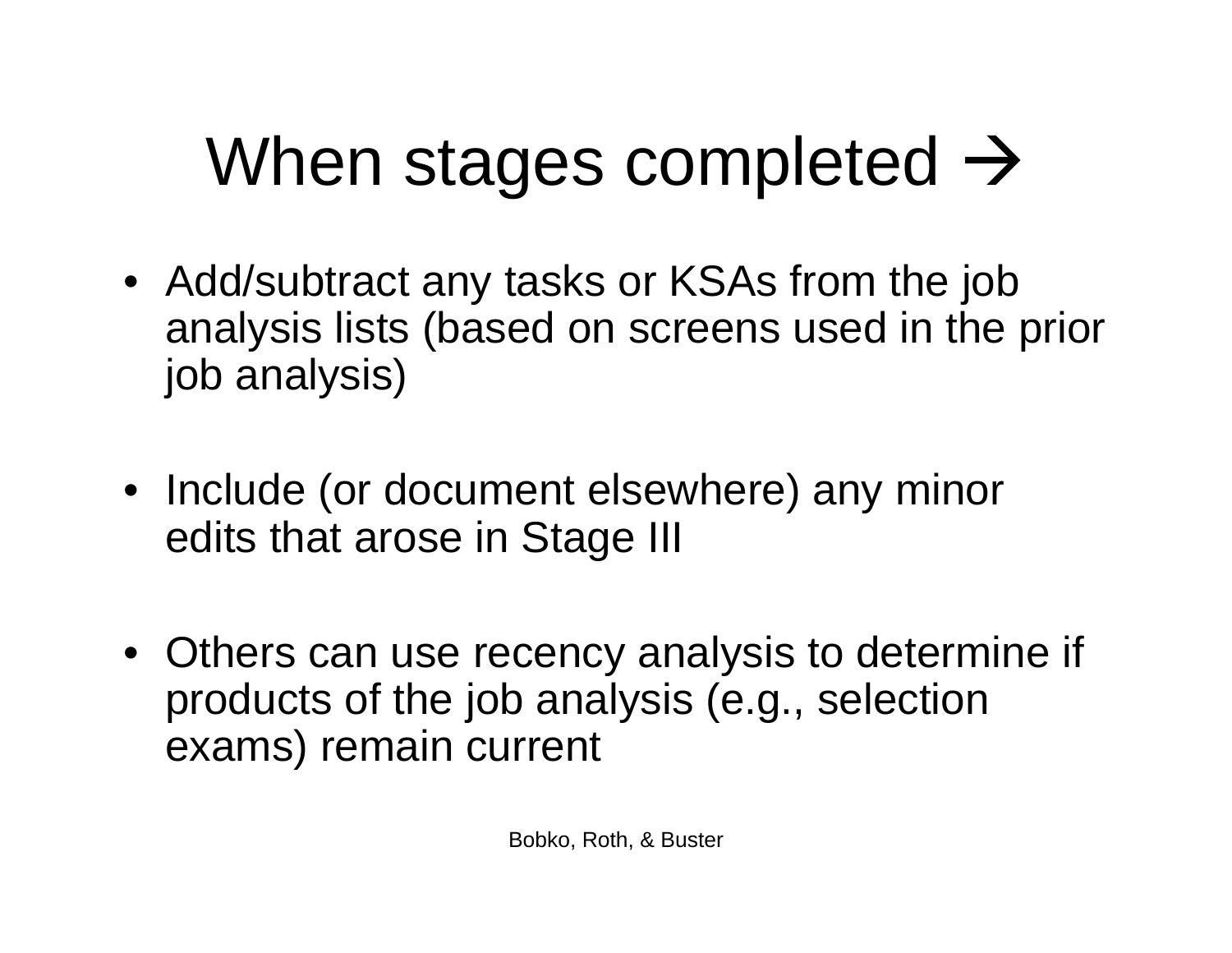# When stages completed →

- Add/subtract any tasks or KSAs from the job analysis lists (based on screens used in the prior job analysis)
- Include (or document elsewhere) any minor edits that arose in Stage III
- Others can use recency analysis to determine if products of the job analysis (e.g., selection exams) remain current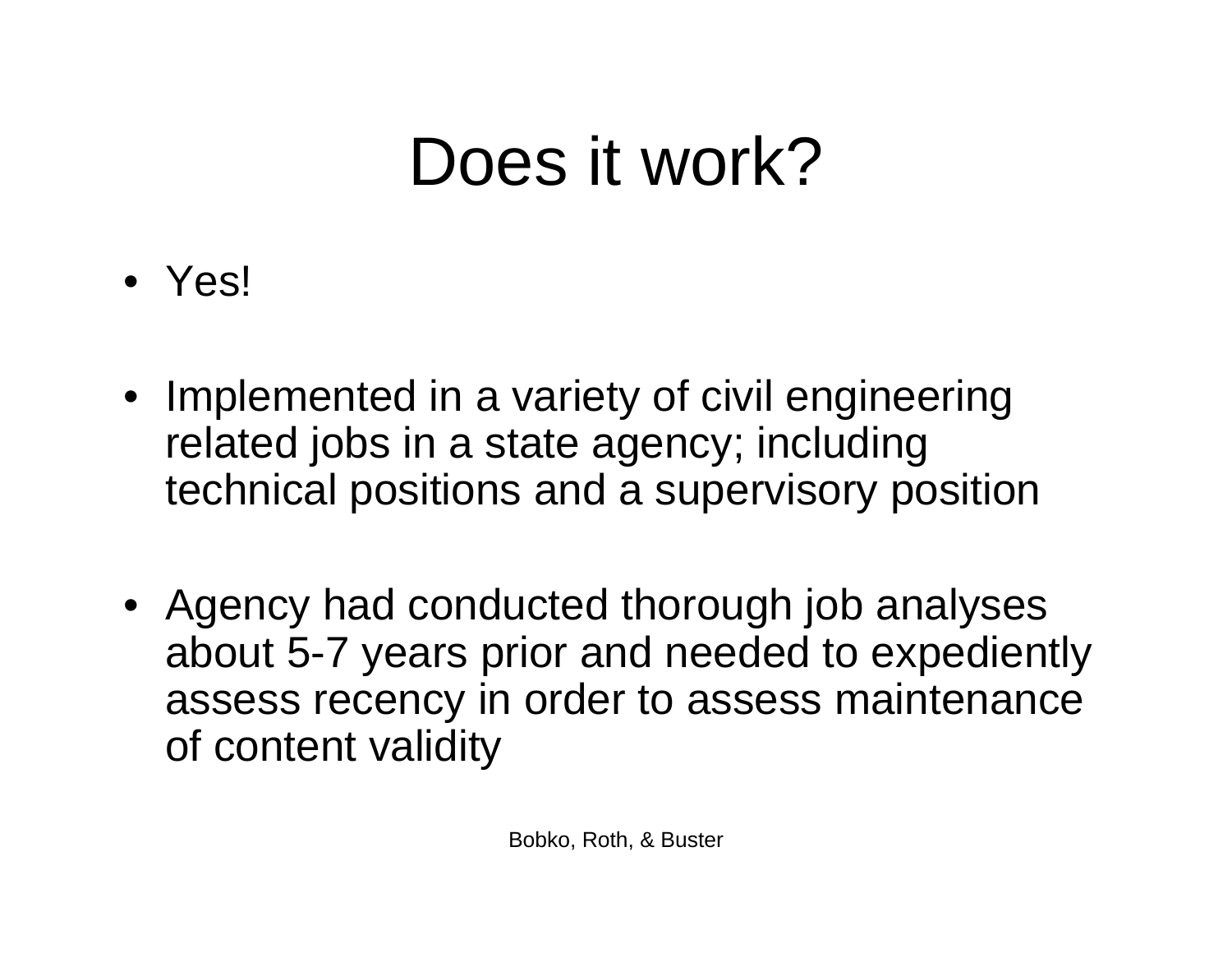# Does it work?

- Yes!
- Implemented in a variety of civil engineering related jobs in a state agency; including technical positions and a supervisory position
- Agency had conducted thorough job analyses about 5-7 years prior and needed to expediently assess recency in order to assess maintenance of content validity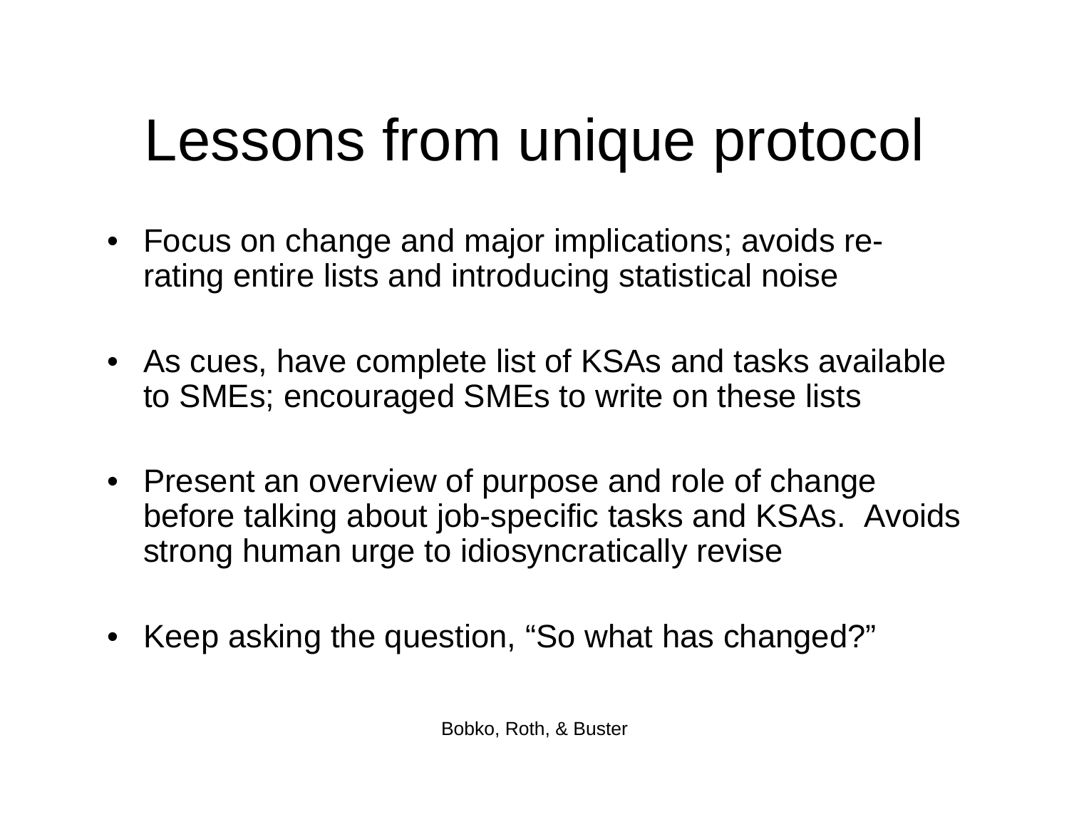# Lessons from unique protocol

- Focus on change and major implications; avoids re-rating entire lists and introducing statistical noise
- As cues, have complete list of KSAs and tasks available to SMEs; encouraged SMEs to write on these lists
- Present an overview of purpose and role of change before talking about job-specific tasks and KSAs. Avoids strong human urge to idiosyncratically revise
- Keep asking the question, “So what has changed?”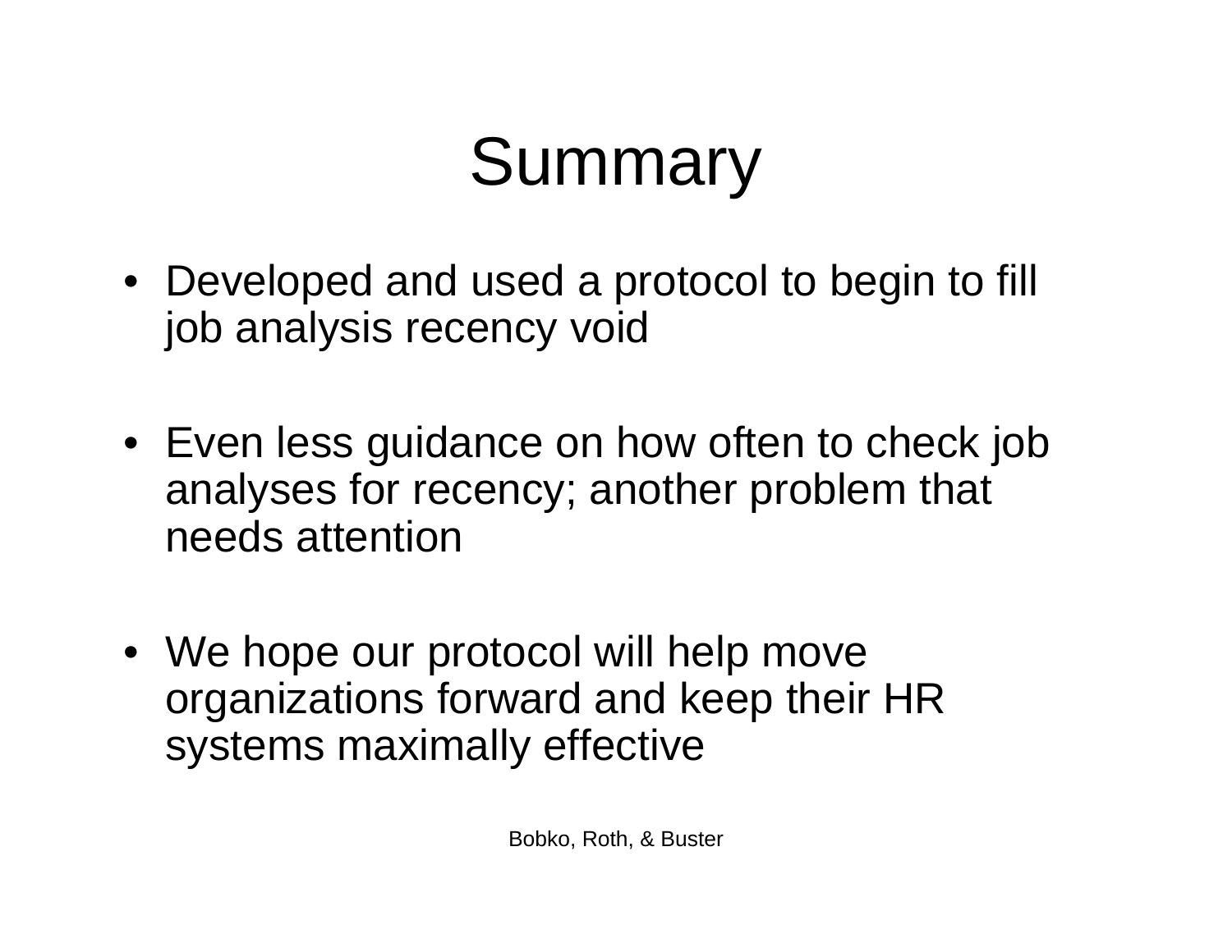# Summary

- Developed and used a protocol to begin to fill job analysis recency void
- Even less guidance on how often to check job analyses for recency; another problem that needs attention
- We hope our protocol will help move organizations forward and keep their HR systems maximally effective